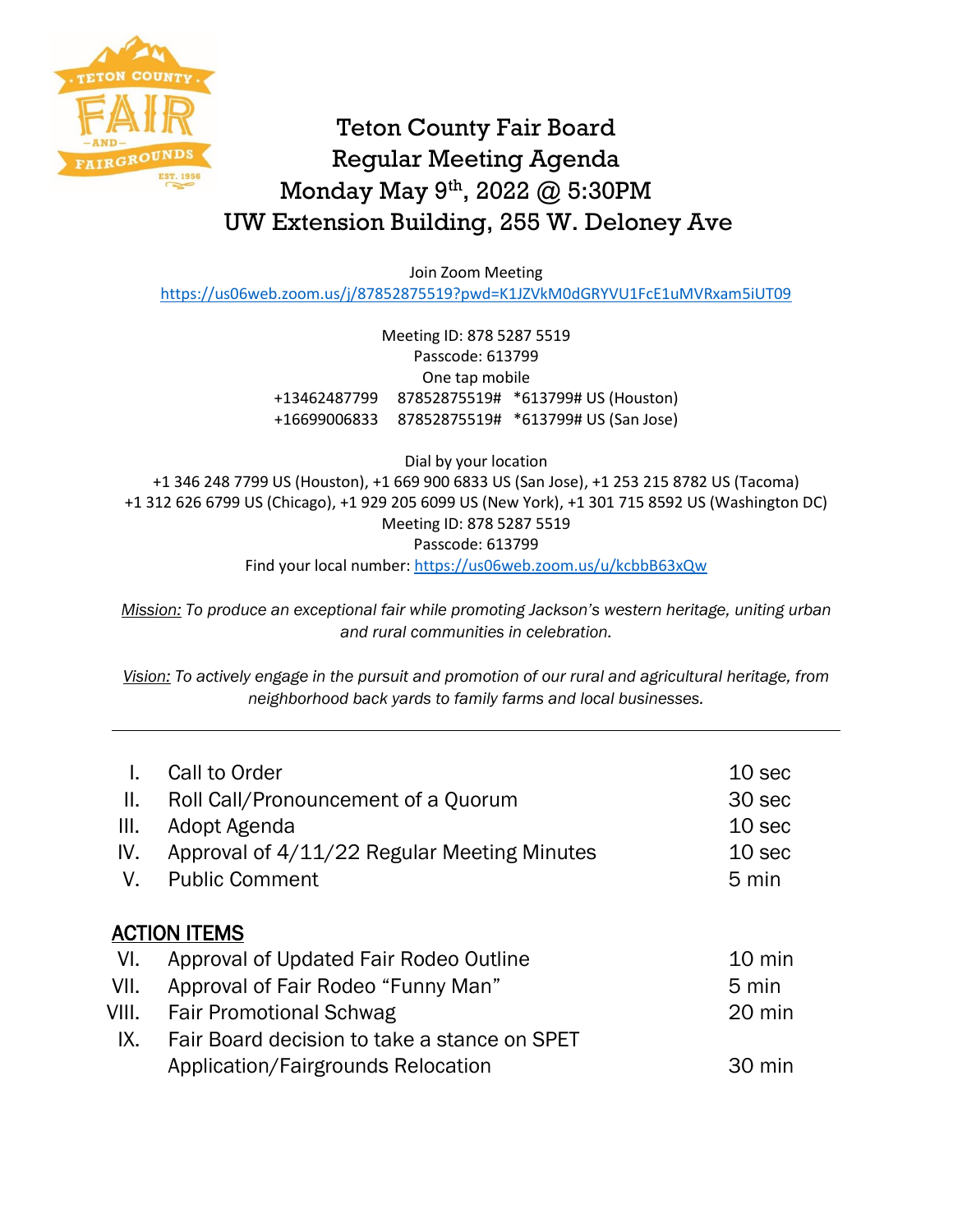# Teton County Fair Board
## Regular Meeting Agenda
## Monday May 9th, 2022 @ 5:30PM
## UW Extension Building, 255 W. Deloney Ave

Join Zoom Meeting
https://us06web.zoom.us/j/87852875519?pwd=K1JZVkM0dGRYVU1FcE1uMVRxam5iUT09

Meeting ID: 878 5287 5519
Passcode: 613799
One tap mobile
+13462487799 87852875519# *613799# US (Houston)
+16699006833 87852875519# *613799# US (San Jose)

Dial by your location
+1 346 248 7799 US (Houston), +1 669 900 6833 US (San Jose), +1 253 215 8782 US (Tacoma)
+1 312 626 6799 US (Chicago), +1 929 205 6099 US (New York), +1 301 715 8592 US (Washington DC)
Meeting ID: 878 5287 5519
Passcode: 613799
Find your local number: https://us06web.zoom.us/u/kcbbB63xQw

*Mission: To produce an exceptional fair while promoting Jackson's western heritage, uniting urban and rural communities in celebration.*

*Vision: To actively engage in the pursuit and promotion of our rural and agricultural heritage, from neighborhood back yards to family farms and local businesses.*

---

| | | |
|---|---|---|
| I. | Call to Order | 10 sec |
| II. | Roll Call/Pronouncement of a Quorum | 30 sec |
| III. | Adopt Agenda | 10 sec |
| IV. | Approval of 4/11/22 Regular Meeting Minutes | 10 sec |
| V. | Public Comment | 5 min |

**ACTION ITEMS**

| | | |
|---|---|---|
| VI. | Approval of Updated Fair Rodeo Outline | 10 min |
| VII. | Approval of Fair Rodeo "Funny Man" | 5 min |
| VIII. | Fair Promotional Schwag | 20 min |
| IX. | Fair Board decision to take a stance on SPET Application/Fairgrounds Relocation | 30 min |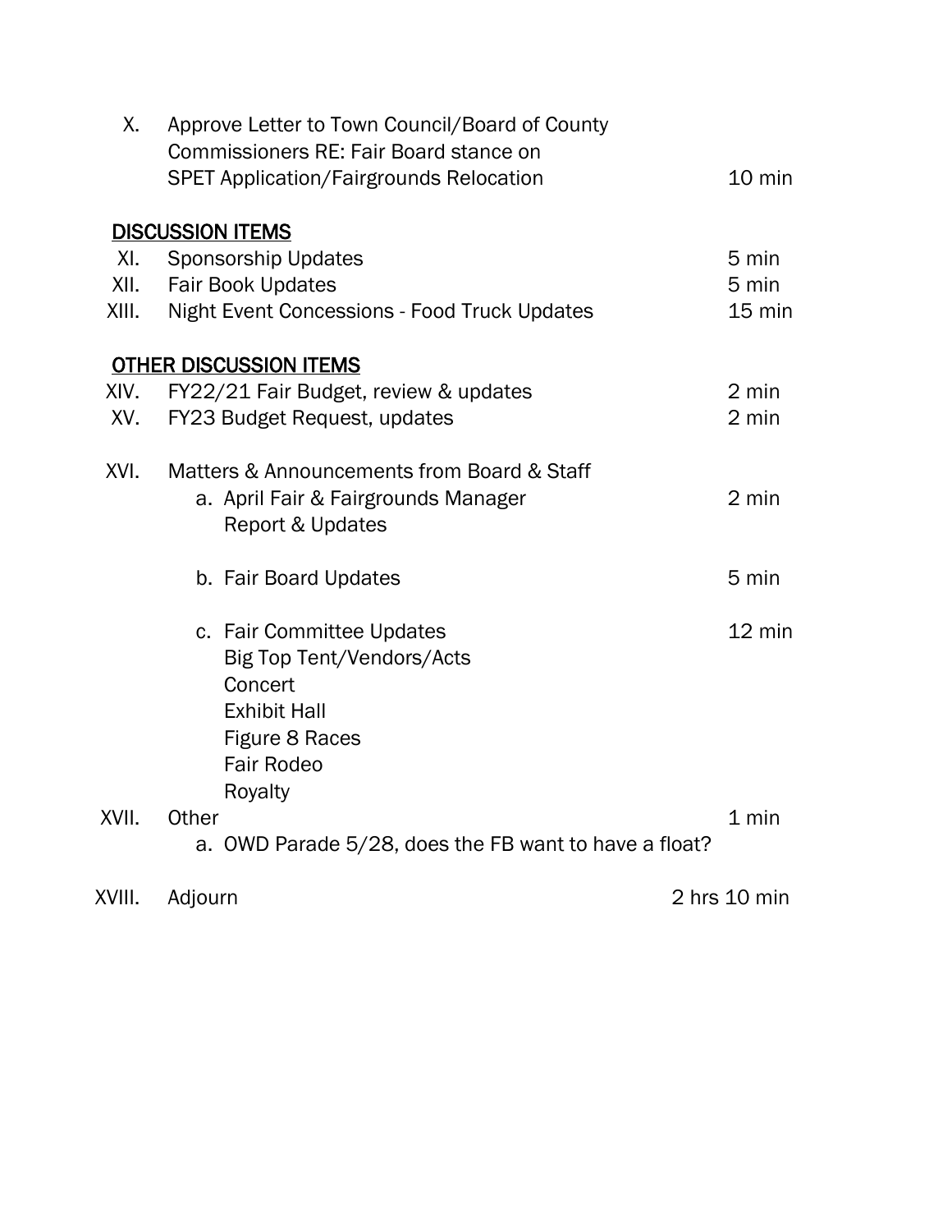| | | |
|---|---|---|
| X. | Approve Letter to Town Council/Board of County Commissioners RE: Fair Board stance on SPET Application/Fairgrounds Relocation | 10 min |

**DISCUSSION ITEMS**

| | | |
|---|---|---|
| XI. | Sponsorship Updates | 5 min |
| XII. | Fair Book Updates | 5 min |
| XIII. | Night Event Concessions - Food Truck Updates | 15 min |

**OTHER DISCUSSION ITEMS**

| | | |
|---|---|---|
| XIV. | FY22/21 Fair Budget, review & updates | 2 min |
| XV. | FY23 Budget Request, updates | 2 min |
| XVI. | Matters & Announcements from Board & Staff | |
| | a. April Fair & Fairgrounds Manager Report & Updates | 2 min |
| | b. Fair Board Updates | 5 min |
| | c. Fair Committee Updates<br>Big Top Tent/Vendors/Acts<br>Concert<br>Exhibit Hall<br>Figure 8 Races<br>Fair Rodeo<br>Royalty | 12 min |
| XVII. | Other | 1 min |
| | a. OWD Parade 5/28, does the FB want to have a float? | |
| XVIII. | Adjourn | 2 hrs 10 min |